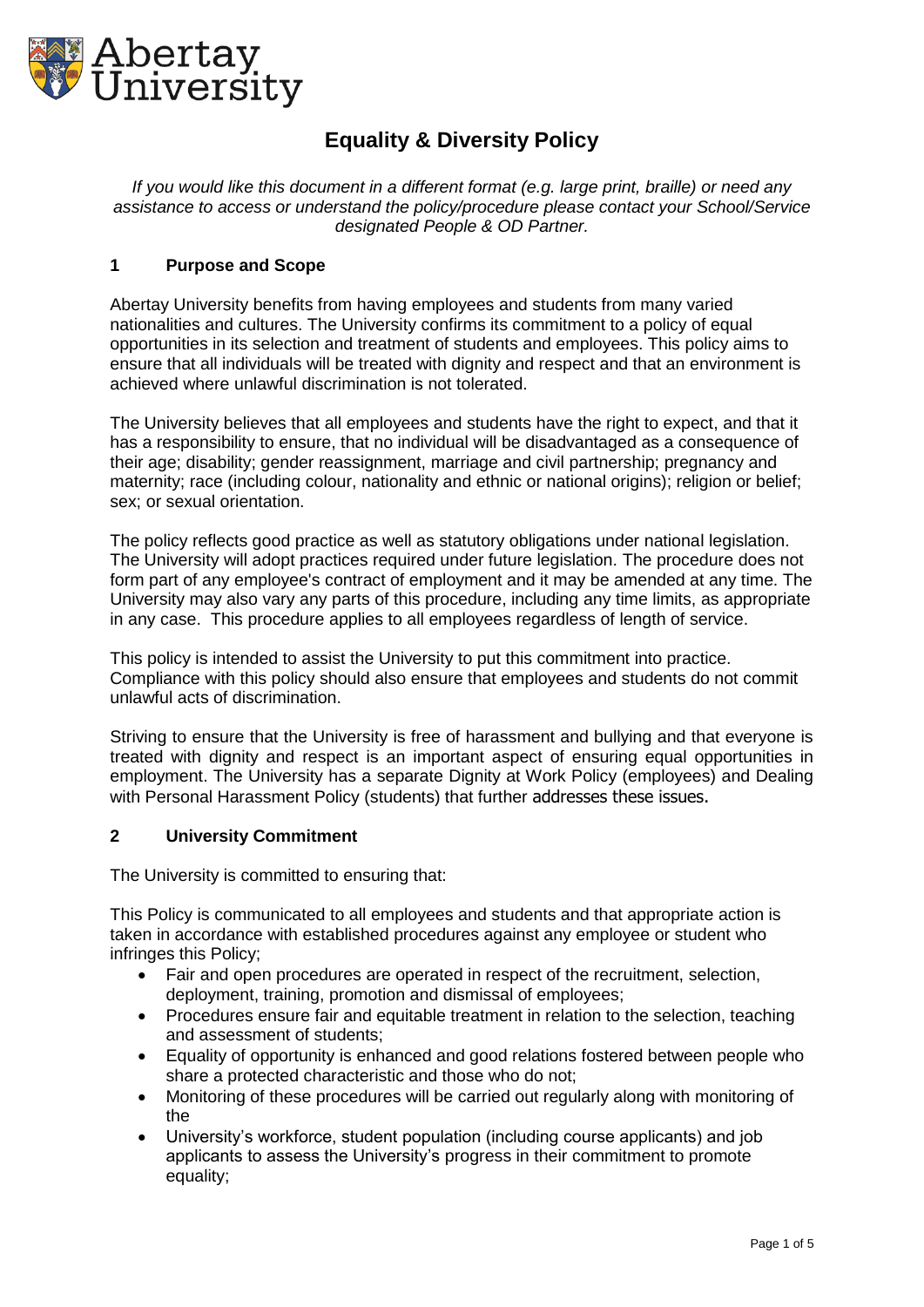Abertay University

# Equality & Diversity Policy

*If you would like this document in a different format (e.g. large print, braille) or need any assistance to access or understand the policy/procedure please contact your School/Service designated People & OD Partner.*

## 1 Purpose and Scope

Abertay University benefits from having employees and students from many varied nationalities and cultures. The University confirms its commitment to a policy of equal opportunities in its selection and treatment of students and employees. This policy aims to ensure that all individuals will be treated with dignity and respect and that an environment is achieved where unlawful discrimination is not tolerated.

The University believes that all employees and students have the right to expect, and that it has a responsibility to ensure, that no individual will be disadvantaged as a consequence of their age; disability; gender reassignment, marriage and civil partnership; pregnancy and maternity; race (including colour, nationality and ethnic or national origins); religion or belief; sex; or sexual orientation.

The policy reflects good practice as well as statutory obligations under national legislation. The University will adopt practices required under future legislation. The procedure does not form part of any employee's contract of employment and it may be amended at any time. The University may also vary any parts of this procedure, including any time limits, as appropriate in any case. This procedure applies to all employees regardless of length of service.

This policy is intended to assist the University to put this commitment into practice. Compliance with this policy should also ensure that employees and students do not commit unlawful acts of discrimination.

Striving to ensure that the University is free of harassment and bullying and that everyone is treated with dignity and respect is an important aspect of ensuring equal opportunities in employment. The University has a separate Dignity at Work Policy (employees) and Dealing with Personal Harassment Policy (students) that further addresses these issues.

## 2 University Commitment

The University is committed to ensuring that:

This Policy is communicated to all employees and students and that appropriate action is taken in accordance with established procedures against any employee or student who infringes this Policy;

- Fair and open procedures are operated in respect of the recruitment, selection, deployment, training, promotion and dismissal of employees;
- Procedures ensure fair and equitable treatment in relation to the selection, teaching and assessment of students;
- Equality of opportunity is enhanced and good relations fostered between people who share a protected characteristic and those who do not;
- Monitoring of these procedures will be carried out regularly along with monitoring of the
- University's workforce, student population (including course applicants) and job applicants to assess the University's progress in their commitment to promote equality;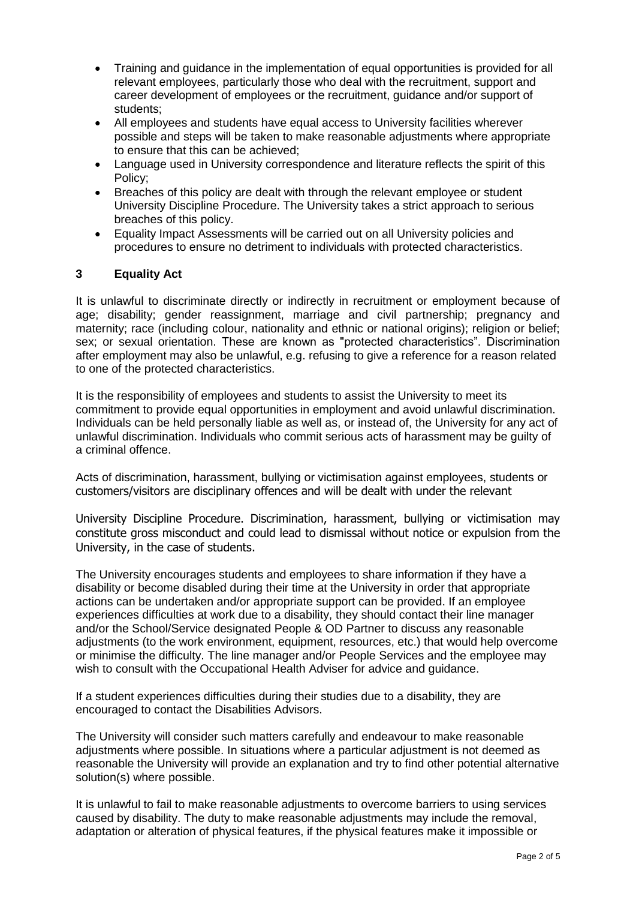- Training and guidance in the implementation of equal opportunities is provided for all relevant employees, particularly those who deal with the recruitment, support and career development of employees or the recruitment, guidance and/or support of students;
- All employees and students have equal access to University facilities wherever possible and steps will be taken to make reasonable adjustments where appropriate to ensure that this can be achieved;
- Language used in University correspondence and literature reflects the spirit of this Policy;
- Breaches of this policy are dealt with through the relevant employee or student University Discipline Procedure. The University takes a strict approach to serious breaches of this policy.
- Equality Impact Assessments will be carried out on all University policies and procedures to ensure no detriment to individuals with protected characteristics.

## 3 Equality Act

It is unlawful to discriminate directly or indirectly in recruitment or employment because of age; disability; gender reassignment, marriage and civil partnership; pregnancy and maternity; race (including colour, nationality and ethnic or national origins); religion or belief; sex; or sexual orientation. These are known as "protected characteristics". Discrimination after employment may also be unlawful, e.g. refusing to give a reference for a reason related to one of the protected characteristics.

It is the responsibility of employees and students to assist the University to meet its commitment to provide equal opportunities in employment and avoid unlawful discrimination. Individuals can be held personally liable as well as, or instead of, the University for any act of unlawful discrimination. Individuals who commit serious acts of harassment may be guilty of a criminal offence.

Acts of discrimination, harassment, bullying or victimisation against employees, students or customers/visitors are disciplinary offences and will be dealt with under the relevant University Discipline Procedure. Discrimination, harassment, bullying or victimisation may constitute gross misconduct and could lead to dismissal without notice or expulsion from the University, in the case of students.

The University encourages students and employees to share information if they have a disability or become disabled during their time at the University in order that appropriate actions can be undertaken and/or appropriate support can be provided. If an employee experiences difficulties at work due to a disability, they should contact their line manager and/or the School/Service designated People & OD Partner to discuss any reasonable adjustments (to the work environment, equipment, resources, etc.) that would help overcome or minimise the difficulty. The line manager and/or People Services and the employee may wish to consult with the Occupational Health Adviser for advice and guidance.

If a student experiences difficulties during their studies due to a disability, they are encouraged to contact the Disabilities Advisors.

The University will consider such matters carefully and endeavour to make reasonable adjustments where possible. In situations where a particular adjustment is not deemed as reasonable the University will provide an explanation and try to find other potential alternative solution(s) where possible.

It is unlawful to fail to make reasonable adjustments to overcome barriers to using services caused by disability. The duty to make reasonable adjustments may include the removal, adaptation or alteration of physical features, if the physical features make it impossible or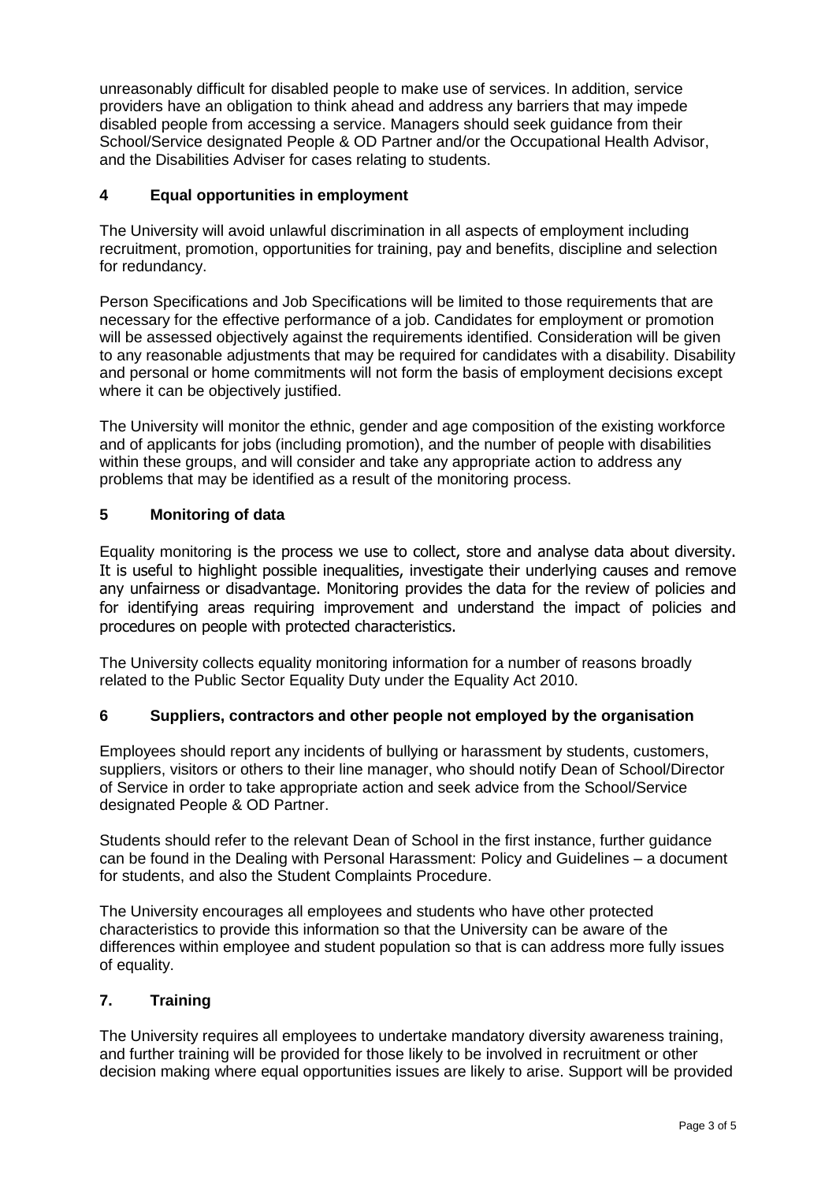unreasonably difficult for disabled people to make use of services. In addition, service providers have an obligation to think ahead and address any barriers that may impede disabled people from accessing a service. Managers should seek guidance from their School/Service designated People & OD Partner and/or the Occupational Health Advisor, and the Disabilities Adviser for cases relating to students.

## 4 Equal opportunities in employment

The University will avoid unlawful discrimination in all aspects of employment including recruitment, promotion, opportunities for training, pay and benefits, discipline and selection for redundancy.

Person Specifications and Job Specifications will be limited to those requirements that are necessary for the effective performance of a job. Candidates for employment or promotion will be assessed objectively against the requirements identified. Consideration will be given to any reasonable adjustments that may be required for candidates with a disability. Disability and personal or home commitments will not form the basis of employment decisions except where it can be objectively justified.

The University will monitor the ethnic, gender and age composition of the existing workforce and of applicants for jobs (including promotion), and the number of people with disabilities within these groups, and will consider and take any appropriate action to address any problems that may be identified as a result of the monitoring process.

## 5 Monitoring of data

Equality monitoring is the process we use to collect, store and analyse data about diversity. It is useful to highlight possible inequalities, investigate their underlying causes and remove any unfairness or disadvantage. Monitoring provides the data for the review of policies and for identifying areas requiring improvement and understand the impact of policies and procedures on people with protected characteristics.

The University collects equality monitoring information for a number of reasons broadly related to the Public Sector Equality Duty under the Equality Act 2010.

## 6 Suppliers, contractors and other people not employed by the organisation

Employees should report any incidents of bullying or harassment by students, customers, suppliers, visitors or others to their line manager, who should notify Dean of School/Director of Service in order to take appropriate action and seek advice from the School/Service designated People & OD Partner.

Students should refer to the relevant Dean of School in the first instance, further guidance can be found in the Dealing with Personal Harassment: Policy and Guidelines – a document for students, and also the Student Complaints Procedure.

The University encourages all employees and students who have other protected characteristics to provide this information so that the University can be aware of the differences within employee and student population so that is can address more fully issues of equality.

## 7. Training

The University requires all employees to undertake mandatory diversity awareness training, and further training will be provided for those likely to be involved in recruitment or other decision making where equal opportunities issues are likely to arise. Support will be provided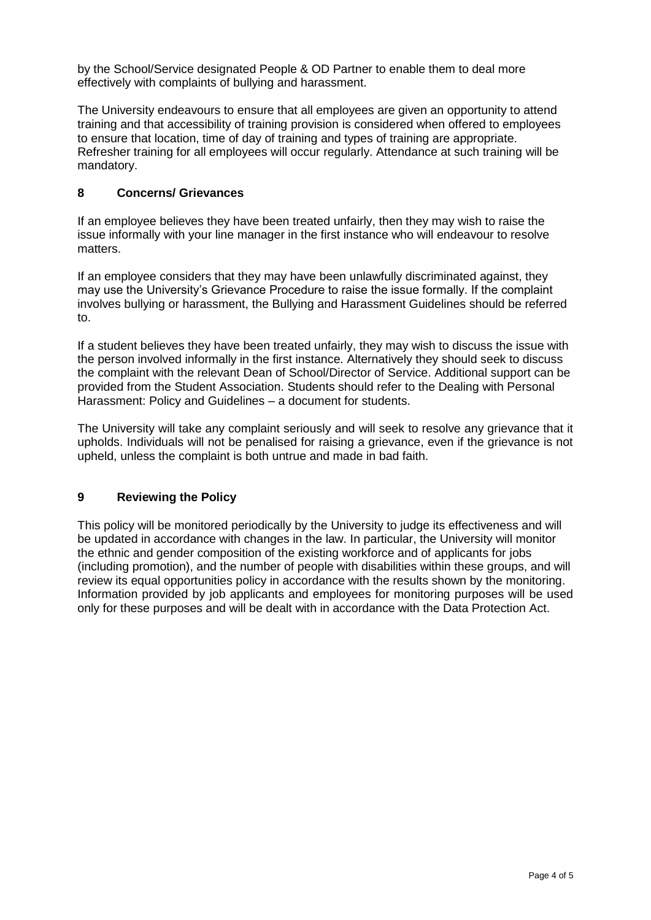by the School/Service designated People & OD Partner to enable them to deal more effectively with complaints of bullying and harassment.

The University endeavours to ensure that all employees are given an opportunity to attend training and that accessibility of training provision is considered when offered to employees to ensure that location, time of day of training and types of training are appropriate. Refresher training for all employees will occur regularly. Attendance at such training will be mandatory.

## 8 Concerns/ Grievances

If an employee believes they have been treated unfairly, then they may wish to raise the issue informally with your line manager in the first instance who will endeavour to resolve matters.

If an employee considers that they may have been unlawfully discriminated against, they may use the University's Grievance Procedure to raise the issue formally. If the complaint involves bullying or harassment, the Bullying and Harassment Guidelines should be referred to.

If a student believes they have been treated unfairly, they may wish to discuss the issue with the person involved informally in the first instance. Alternatively they should seek to discuss the complaint with the relevant Dean of School/Director of Service. Additional support can be provided from the Student Association. Students should refer to the Dealing with Personal Harassment: Policy and Guidelines – a document for students.

The University will take any complaint seriously and will seek to resolve any grievance that it upholds. Individuals will not be penalised for raising a grievance, even if the grievance is not upheld, unless the complaint is both untrue and made in bad faith.

## 9 Reviewing the Policy

This policy will be monitored periodically by the University to judge its effectiveness and will be updated in accordance with changes in the law. In particular, the University will monitor the ethnic and gender composition of the existing workforce and of applicants for jobs (including promotion), and the number of people with disabilities within these groups, and will review its equal opportunities policy in accordance with the results shown by the monitoring. Information provided by job applicants and employees for monitoring purposes will be used only for these purposes and will be dealt with in accordance with the Data Protection Act.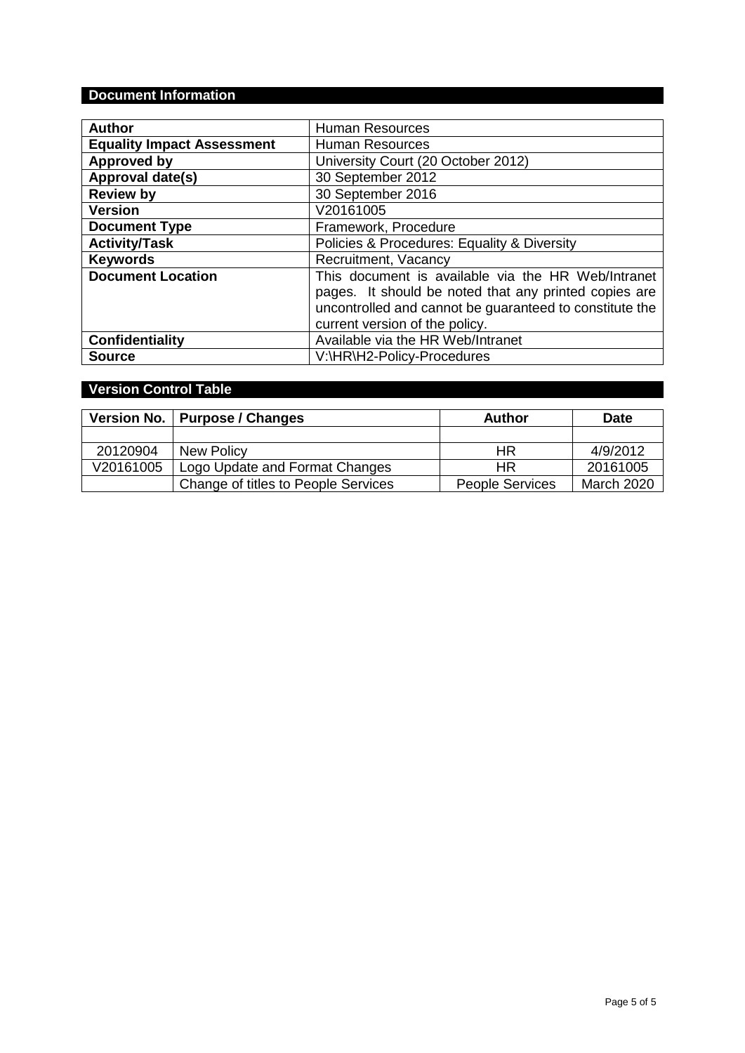## Document Information

| | |
|---|---|
| **Author** | Human Resources |
| **Equality Impact Assessment** | Human Resources |
| **Approved by** | University Court (20 October 2012) |
| **Approval date(s)** | 30 September 2012 |
| **Review by** | 30 September 2016 |
| **Version** | V20161005 |
| **Document Type** | Framework, Procedure |
| **Activity/Task** | Policies & Procedures: Equality & Diversity |
| **Keywords** | Recruitment, Vacancy |
| **Document Location** | This document is available via the HR Web/Intranet pages. It should be noted that any printed copies are uncontrolled and cannot be guaranteed to constitute the current version of the policy. |
| **Confidentiality** | Available via the HR Web/Intranet |
| **Source** | V:\HR\H2-Policy-Procedures |

## Version Control Table

| Version No. | Purpose / Changes | Author | Date |
|---|---|---|---|
| | | | |
| 20120904 | New Policy | HR | 4/9/2012 |
| V20161005 | Logo Update and Format Changes | HR | 20161005 |
| | Change of titles to People Services | People Services | March 2020 |